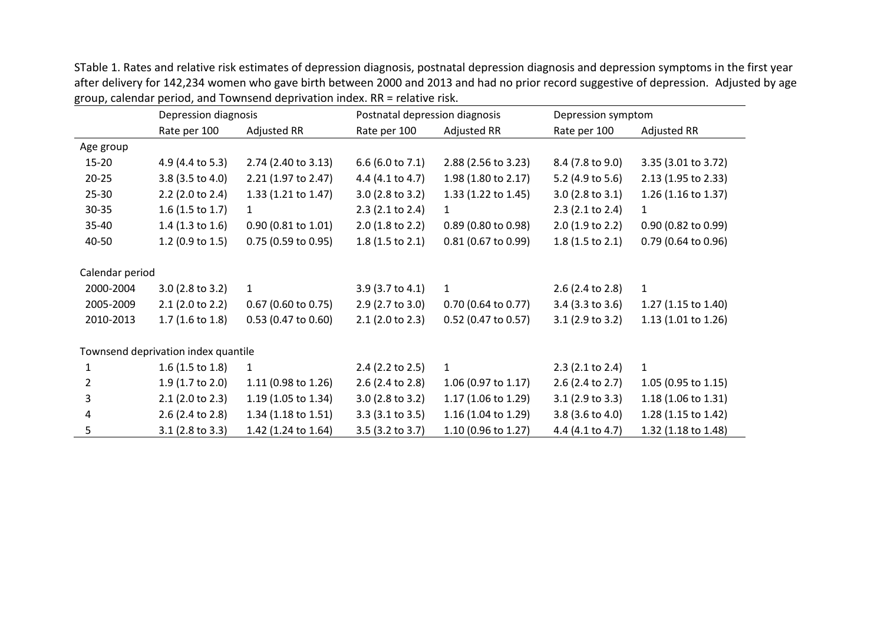STable 1. Rates and relative risk estimates of depression diagnosis, postnatal depression diagnosis and depression symptoms in the first year after delivery for 142,234 women who gave birth between 2000 and 2013 and had no prior record suggestive of depression. Adjusted by age group, calendar period, and Townsend deprivation index. RR = relative risk.

| | Depression diagnosis | | Postnatal depression diagnosis | | Depression symptom | |
|---|---|---|---|---|---|---|
| | Rate per 100 | Adjusted RR | Rate per 100 | Adjusted RR | Rate per 100 | Adjusted RR |
| Age group | | | | | | |
| 15-20 | 4.9 (4.4 to 5.3) | 2.74 (2.40 to 3.13) | 6.6 (6.0 to 7.1) | 2.88 (2.56 to 3.23) | 8.4 (7.8 to 9.0) | 3.35 (3.01 to 3.72) |
| 20-25 | 3.8 (3.5 to 4.0) | 2.21 (1.97 to 2.47) | 4.4 (4.1 to 4.7) | 1.98 (1.80 to 2.17) | 5.2 (4.9 to 5.6) | 2.13 (1.95 to 2.33) |
| 25-30 | 2.2 (2.0 to 2.4) | 1.33 (1.21 to 1.47) | 3.0 (2.8 to 3.2) | 1.33 (1.22 to 1.45) | 3.0 (2.8 to 3.1) | 1.26 (1.16 to 1.37) |
| 30-35 | 1.6 (1.5 to 1.7) | 1 | 2.3 (2.1 to 2.4) | 1 | 2.3 (2.1 to 2.4) | 1 |
| 35-40 | 1.4 (1.3 to 1.6) | 0.90 (0.81 to 1.01) | 2.0 (1.8 to 2.2) | 0.89 (0.80 to 0.98) | 2.0 (1.9 to 2.2) | 0.90 (0.82 to 0.99) |
| 40-50 | 1.2 (0.9 to 1.5) | 0.75 (0.59 to 0.95) | 1.8 (1.5 to 2.1) | 0.81 (0.67 to 0.99) | 1.8 (1.5 to 2.1) | 0.79 (0.64 to 0.96) |
| Calendar period | | | | | | |
| 2000-2004 | 3.0 (2.8 to 3.2) | 1 | 3.9 (3.7 to 4.1) | 1 | 2.6 (2.4 to 2.8) | 1 |
| 2005-2009 | 2.1 (2.0 to 2.2) | 0.67 (0.60 to 0.75) | 2.9 (2.7 to 3.0) | 0.70 (0.64 to 0.77) | 3.4 (3.3 to 3.6) | 1.27 (1.15 to 1.40) |
| 2010-2013 | 1.7 (1.6 to 1.8) | 0.53 (0.47 to 0.60) | 2.1 (2.0 to 2.3) | 0.52 (0.47 to 0.57) | 3.1 (2.9 to 3.2) | 1.13 (1.01 to 1.26) |
| Townsend deprivation index quantile | | | | | | |
| 1 | 1.6 (1.5 to 1.8) | 1 | 2.4 (2.2 to 2.5) | 1 | 2.3 (2.1 to 2.4) | 1 |
| 2 | 1.9 (1.7 to 2.0) | 1.11 (0.98 to 1.26) | 2.6 (2.4 to 2.8) | 1.06 (0.97 to 1.17) | 2.6 (2.4 to 2.7) | 1.05 (0.95 to 1.15) |
| 3 | 2.1 (2.0 to 2.3) | 1.19 (1.05 to 1.34) | 3.0 (2.8 to 3.2) | 1.17 (1.06 to 1.29) | 3.1 (2.9 to 3.3) | 1.18 (1.06 to 1.31) |
| 4 | 2.6 (2.4 to 2.8) | 1.34 (1.18 to 1.51) | 3.3 (3.1 to 3.5) | 1.16 (1.04 to 1.29) | 3.8 (3.6 to 4.0) | 1.28 (1.15 to 1.42) |
| 5 | 3.1 (2.8 to 3.3) | 1.42 (1.24 to 1.64) | 3.5 (3.2 to 3.7) | 1.10 (0.96 to 1.27) | 4.4 (4.1 to 4.7) | 1.32 (1.18 to 1.48) |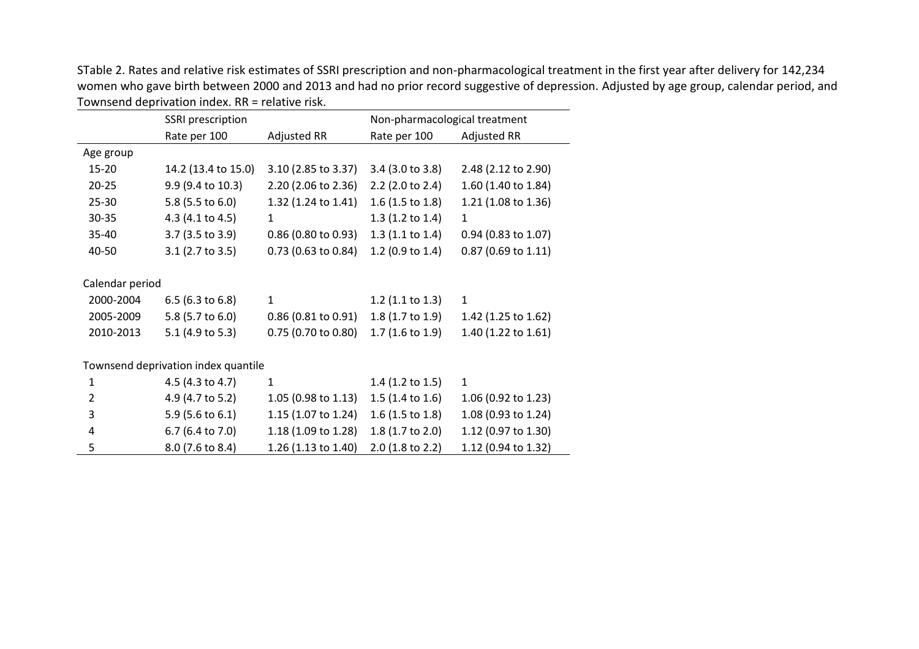STable 2. Rates and relative risk estimates of SSRI prescription and non-pharmacological treatment in the first year after delivery for 142,234 women who gave birth between 2000 and 2013 and had no prior record suggestive of depression. Adjusted by age group, calendar period, and Townsend deprivation index. RR = relative risk.

| | SSRI prescription | | Non-pharmacological treatment | |
|---|---|---|---|---|
| | Rate per 100 | Adjusted RR | Rate per 100 | Adjusted RR |
| Age group | | | | |
| 15-20 | 14.2 (13.4 to 15.0) | 3.10 (2.85 to 3.37) | 3.4 (3.0 to 3.8) | 2.48 (2.12 to 2.90) |
| 20-25 | 9.9 (9.4 to 10.3) | 2.20 (2.06 to 2.36) | 2.2 (2.0 to 2.4) | 1.60 (1.40 to 1.84) |
| 25-30 | 5.8 (5.5 to 6.0) | 1.32 (1.24 to 1.41) | 1.6 (1.5 to 1.8) | 1.21 (1.08 to 1.36) |
| 30-35 | 4.3 (4.1 to 4.5) | 1 | 1.3 (1.2 to 1.4) | 1 |
| 35-40 | 3.7 (3.5 to 3.9) | 0.86 (0.80 to 0.93) | 1.3 (1.1 to 1.4) | 0.94 (0.83 to 1.07) |
| 40-50 | 3.1 (2.7 to 3.5) | 0.73 (0.63 to 0.84) | 1.2 (0.9 to 1.4) | 0.87 (0.69 to 1.11) |
| Calendar period | | | | |
| 2000-2004 | 6.5 (6.3 to 6.8) | 1 | 1.2 (1.1 to 1.3) | 1 |
| 2005-2009 | 5.8 (5.7 to 6.0) | 0.86 (0.81 to 0.91) | 1.8 (1.7 to 1.9) | 1.42 (1.25 to 1.62) |
| 2010-2013 | 5.1 (4.9 to 5.3) | 0.75 (0.70 to 0.80) | 1.7 (1.6 to 1.9) | 1.40 (1.22 to 1.61) |
| Townsend deprivation index quantile | | | | |
| 1 | 4.5 (4.3 to 4.7) | 1 | 1.4 (1.2 to 1.5) | 1 |
| 2 | 4.9 (4.7 to 5.2) | 1.05 (0.98 to 1.13) | 1.5 (1.4 to 1.6) | 1.06 (0.92 to 1.23) |
| 3 | 5.9 (5.6 to 6.1) | 1.15 (1.07 to 1.24) | 1.6 (1.5 to 1.8) | 1.08 (0.93 to 1.24) |
| 4 | 6.7 (6.4 to 7.0) | 1.18 (1.09 to 1.28) | 1.8 (1.7 to 2.0) | 1.12 (0.97 to 1.30) |
| 5 | 8.0 (7.6 to 8.4) | 1.26 (1.13 to 1.40) | 2.0 (1.8 to 2.2) | 1.12 (0.94 to 1.32) |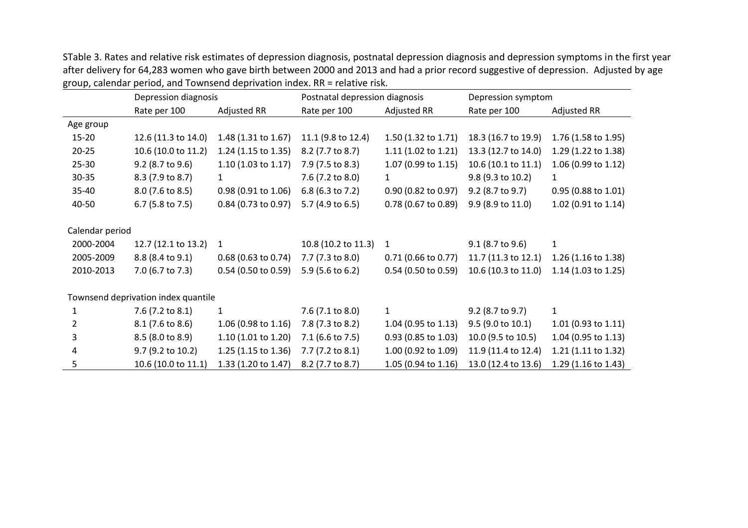STable 3. Rates and relative risk estimates of depression diagnosis, postnatal depression diagnosis and depression symptoms in the first year after delivery for 64,283 women who gave birth between 2000 and 2013 and had a prior record suggestive of depression. Adjusted by age group, calendar period, and Townsend deprivation index. RR = relative risk.

| | Depression diagnosis | | Postnatal depression diagnosis | | Depression symptom | |
|---|---|---|---|---|---|---|
| | Rate per 100 | Adjusted RR | Rate per 100 | Adjusted RR | Rate per 100 | Adjusted RR |
| Age group | | | | | | |
| 15-20 | 12.6 (11.3 to 14.0) | 1.48 (1.31 to 1.67) | 11.1 (9.8 to 12.4) | 1.50 (1.32 to 1.71) | 18.3 (16.7 to 19.9) | 1.76 (1.58 to 1.95) |
| 20-25 | 10.6 (10.0 to 11.2) | 1.24 (1.15 to 1.35) | 8.2 (7.7 to 8.7) | 1.11 (1.02 to 1.21) | 13.3 (12.7 to 14.0) | 1.29 (1.22 to 1.38) |
| 25-30 | 9.2 (8.7 to 9.6) | 1.10 (1.03 to 1.17) | 7.9 (7.5 to 8.3) | 1.07 (0.99 to 1.15) | 10.6 (10.1 to 11.1) | 1.06 (0.99 to 1.12) |
| 30-35 | 8.3 (7.9 to 8.7) | 1 | 7.6 (7.2 to 8.0) | 1 | 9.8 (9.3 to 10.2) | 1 |
| 35-40 | 8.0 (7.6 to 8.5) | 0.98 (0.91 to 1.06) | 6.8 (6.3 to 7.2) | 0.90 (0.82 to 0.97) | 9.2 (8.7 to 9.7) | 0.95 (0.88 to 1.01) |
| 40-50 | 6.7 (5.8 to 7.5) | 0.84 (0.73 to 0.97) | 5.7 (4.9 to 6.5) | 0.78 (0.67 to 0.89) | 9.9 (8.9 to 11.0) | 1.02 (0.91 to 1.14) |
| Calendar period | | | | | | |
| 2000-2004 | 12.7 (12.1 to 13.2) | 1 | 10.8 (10.2 to 11.3) | 1 | 9.1 (8.7 to 9.6) | 1 |
| 2005-2009 | 8.8 (8.4 to 9.1) | 0.68 (0.63 to 0.74) | 7.7 (7.3 to 8.0) | 0.71 (0.66 to 0.77) | 11.7 (11.3 to 12.1) | 1.26 (1.16 to 1.38) |
| 2010-2013 | 7.0 (6.7 to 7.3) | 0.54 (0.50 to 0.59) | 5.9 (5.6 to 6.2) | 0.54 (0.50 to 0.59) | 10.6 (10.3 to 11.0) | 1.14 (1.03 to 1.25) |
| Townsend deprivation index quantile | | | | | | |
| 1 | 7.6 (7.2 to 8.1) | 1 | 7.6 (7.1 to 8.0) | 1 | 9.2 (8.7 to 9.7) | 1 |
| 2 | 8.1 (7.6 to 8.6) | 1.06 (0.98 to 1.16) | 7.8 (7.3 to 8.2) | 1.04 (0.95 to 1.13) | 9.5 (9.0 to 10.1) | 1.01 (0.93 to 1.11) |
| 3 | 8.5 (8.0 to 8.9) | 1.10 (1.01 to 1.20) | 7.1 (6.6 to 7.5) | 0.93 (0.85 to 1.03) | 10.0 (9.5 to 10.5) | 1.04 (0.95 to 1.13) |
| 4 | 9.7 (9.2 to 10.2) | 1.25 (1.15 to 1.36) | 7.7 (7.2 to 8.1) | 1.00 (0.92 to 1.09) | 11.9 (11.4 to 12.4) | 1.21 (1.11 to 1.32) |
| 5 | 10.6 (10.0 to 11.1) | 1.33 (1.20 to 1.47) | 8.2 (7.7 to 8.7) | 1.05 (0.94 to 1.16) | 13.0 (12.4 to 13.6) | 1.29 (1.16 to 1.43) |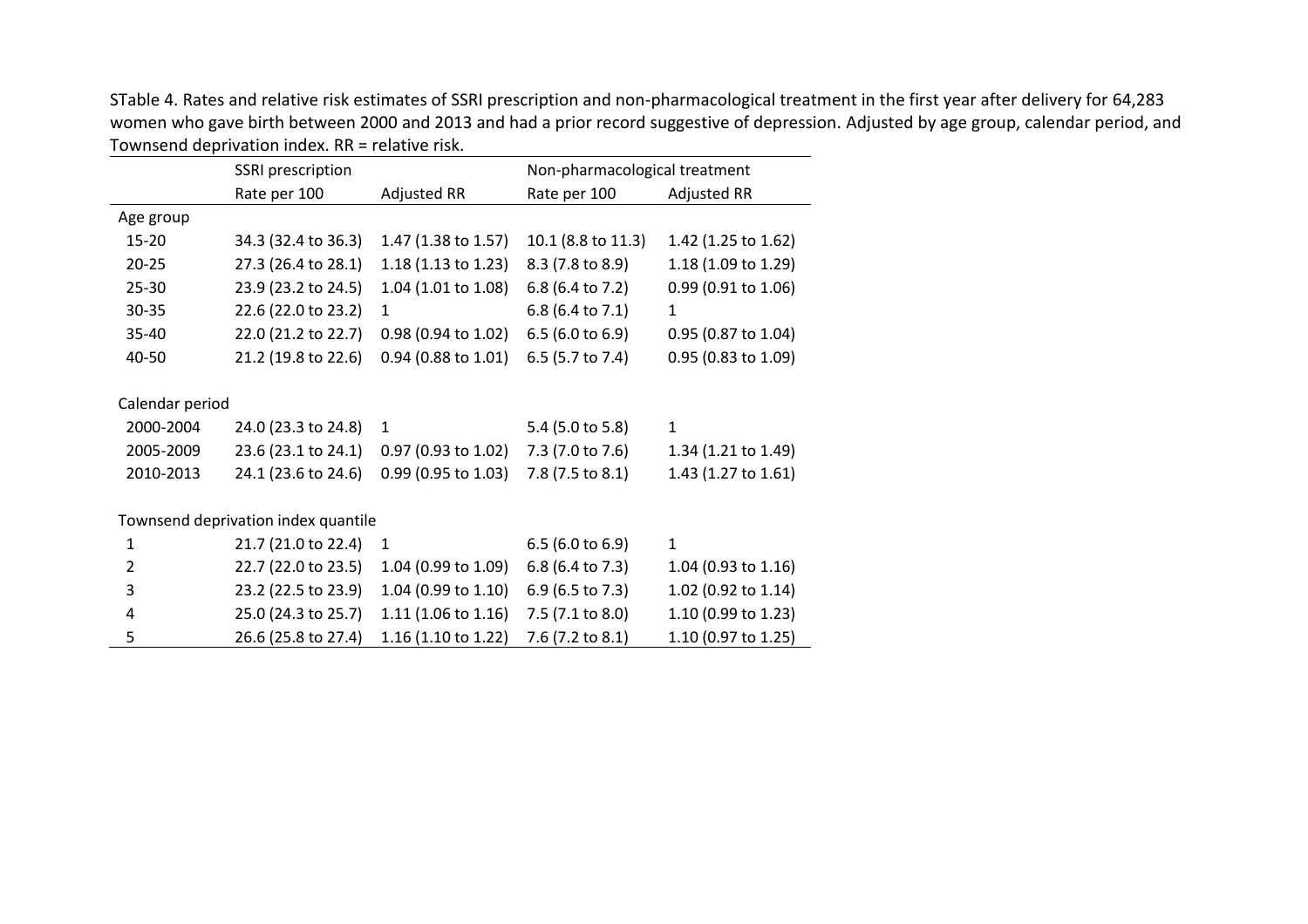STable 4. Rates and relative risk estimates of SSRI prescription and non-pharmacological treatment in the first year after delivery for 64,283 women who gave birth between 2000 and 2013 and had a prior record suggestive of depression. Adjusted by age group, calendar period, and Townsend deprivation index. RR = relative risk.

| | SSRI prescription | | Non-pharmacological treatment | |
|---|---|---|---|---|
| | Rate per 100 | Adjusted RR | Rate per 100 | Adjusted RR |
| Age group | | | | |
| 15-20 | 34.3 (32.4 to 36.3) | 1.47 (1.38 to 1.57) | 10.1 (8.8 to 11.3) | 1.42 (1.25 to 1.62) |
| 20-25 | 27.3 (26.4 to 28.1) | 1.18 (1.13 to 1.23) | 8.3 (7.8 to 8.9) | 1.18 (1.09 to 1.29) |
| 25-30 | 23.9 (23.2 to 24.5) | 1.04 (1.01 to 1.08) | 6.8 (6.4 to 7.2) | 0.99 (0.91 to 1.06) |
| 30-35 | 22.6 (22.0 to 23.2) | 1 | 6.8 (6.4 to 7.1) | 1 |
| 35-40 | 22.0 (21.2 to 22.7) | 0.98 (0.94 to 1.02) | 6.5 (6.0 to 6.9) | 0.95 (0.87 to 1.04) |
| 40-50 | 21.2 (19.8 to 22.6) | 0.94 (0.88 to 1.01) | 6.5 (5.7 to 7.4) | 0.95 (0.83 to 1.09) |
| Calendar period | | | | |
| 2000-2004 | 24.0 (23.3 to 24.8) | 1 | 5.4 (5.0 to 5.8) | 1 |
| 2005-2009 | 23.6 (23.1 to 24.1) | 0.97 (0.93 to 1.02) | 7.3 (7.0 to 7.6) | 1.34 (1.21 to 1.49) |
| 2010-2013 | 24.1 (23.6 to 24.6) | 0.99 (0.95 to 1.03) | 7.8 (7.5 to 8.1) | 1.43 (1.27 to 1.61) |
| Townsend deprivation index quantile | | | | |
| 1 | 21.7 (21.0 to 22.4) | 1 | 6.5 (6.0 to 6.9) | 1 |
| 2 | 22.7 (22.0 to 23.5) | 1.04 (0.99 to 1.09) | 6.8 (6.4 to 7.3) | 1.04 (0.93 to 1.16) |
| 3 | 23.2 (22.5 to 23.9) | 1.04 (0.99 to 1.10) | 6.9 (6.5 to 7.3) | 1.02 (0.92 to 1.14) |
| 4 | 25.0 (24.3 to 25.7) | 1.11 (1.06 to 1.16) | 7.5 (7.1 to 8.0) | 1.10 (0.99 to 1.23) |
| 5 | 26.6 (25.8 to 27.4) | 1.16 (1.10 to 1.22) | 7.6 (7.2 to 8.1) | 1.10 (0.97 to 1.25) |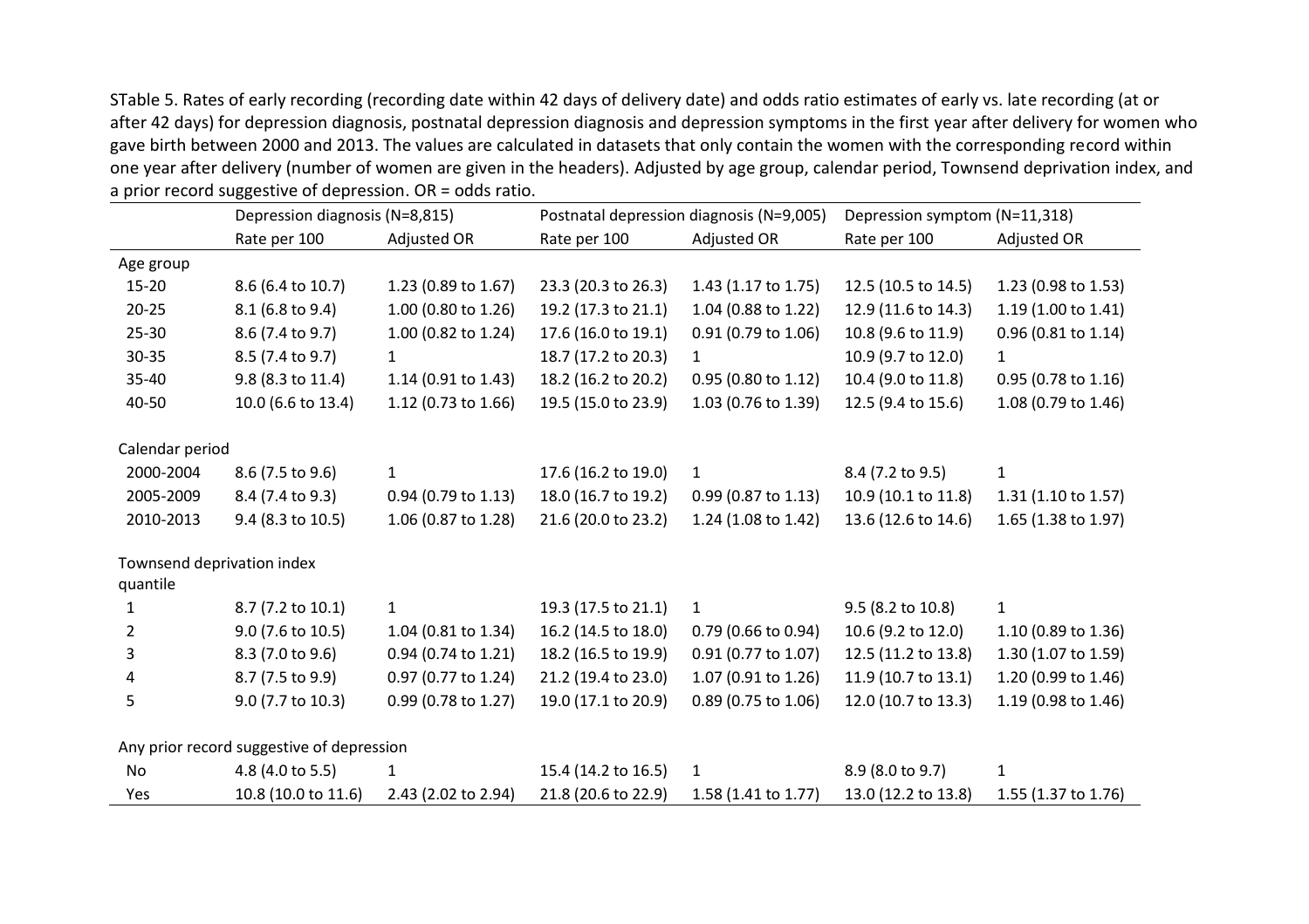STable 5. Rates of early recording (recording date within 42 days of delivery date) and odds ratio estimates of early vs. late recording (at or after 42 days) for depression diagnosis, postnatal depression diagnosis and depression symptoms in the first year after delivery for women who gave birth between 2000 and 2013. The values are calculated in datasets that only contain the women with the corresponding record within one year after delivery (number of women are given in the headers). Adjusted by age group, calendar period, Townsend deprivation index, and a prior record suggestive of depression. OR = odds ratio.

| | Depression diagnosis (N=8,815) | | Postnatal depression diagnosis (N=9,005) | | Depression symptom (N=11,318) | |
|---|---|---|---|---|---|---|
| | Rate per 100 | Adjusted OR | Rate per 100 | Adjusted OR | Rate per 100 | Adjusted OR |
| Age group | | | | | | |
| 15-20 | 8.6 (6.4 to 10.7) | 1.23 (0.89 to 1.67) | 23.3 (20.3 to 26.3) | 1.43 (1.17 to 1.75) | 12.5 (10.5 to 14.5) | 1.23 (0.98 to 1.53) |
| 20-25 | 8.1 (6.8 to 9.4) | 1.00 (0.80 to 1.26) | 19.2 (17.3 to 21.1) | 1.04 (0.88 to 1.22) | 12.9 (11.6 to 14.3) | 1.19 (1.00 to 1.41) |
| 25-30 | 8.6 (7.4 to 9.7) | 1.00 (0.82 to 1.24) | 17.6 (16.0 to 19.1) | 0.91 (0.79 to 1.06) | 10.8 (9.6 to 11.9) | 0.96 (0.81 to 1.14) |
| 30-35 | 8.5 (7.4 to 9.7) | 1 | 18.7 (17.2 to 20.3) | 1 | 10.9 (9.7 to 12.0) | 1 |
| 35-40 | 9.8 (8.3 to 11.4) | 1.14 (0.91 to 1.43) | 18.2 (16.2 to 20.2) | 0.95 (0.80 to 1.12) | 10.4 (9.0 to 11.8) | 0.95 (0.78 to 1.16) |
| 40-50 | 10.0 (6.6 to 13.4) | 1.12 (0.73 to 1.66) | 19.5 (15.0 to 23.9) | 1.03 (0.76 to 1.39) | 12.5 (9.4 to 15.6) | 1.08 (0.79 to 1.46) |
| Calendar period | | | | | | |
| 2000-2004 | 8.6 (7.5 to 9.6) | 1 | 17.6 (16.2 to 19.0) | 1 | 8.4 (7.2 to 9.5) | 1 |
| 2005-2009 | 8.4 (7.4 to 9.3) | 0.94 (0.79 to 1.13) | 18.0 (16.7 to 19.2) | 0.99 (0.87 to 1.13) | 10.9 (10.1 to 11.8) | 1.31 (1.10 to 1.57) |
| 2010-2013 | 9.4 (8.3 to 10.5) | 1.06 (0.87 to 1.28) | 21.6 (20.0 to 23.2) | 1.24 (1.08 to 1.42) | 13.6 (12.6 to 14.6) | 1.65 (1.38 to 1.97) |
| Townsend deprivation index quantile | | | | | | |
| 1 | 8.7 (7.2 to 10.1) | 1 | 19.3 (17.5 to 21.1) | 1 | 9.5 (8.2 to 10.8) | 1 |
| 2 | 9.0 (7.6 to 10.5) | 1.04 (0.81 to 1.34) | 16.2 (14.5 to 18.0) | 0.79 (0.66 to 0.94) | 10.6 (9.2 to 12.0) | 1.10 (0.89 to 1.36) |
| 3 | 8.3 (7.0 to 9.6) | 0.94 (0.74 to 1.21) | 18.2 (16.5 to 19.9) | 0.91 (0.77 to 1.07) | 12.5 (11.2 to 13.8) | 1.30 (1.07 to 1.59) |
| 4 | 8.7 (7.5 to 9.9) | 0.97 (0.77 to 1.24) | 21.2 (19.4 to 23.0) | 1.07 (0.91 to 1.26) | 11.9 (10.7 to 13.1) | 1.20 (0.99 to 1.46) |
| 5 | 9.0 (7.7 to 10.3) | 0.99 (0.78 to 1.27) | 19.0 (17.1 to 20.9) | 0.89 (0.75 to 1.06) | 12.0 (10.7 to 13.3) | 1.19 (0.98 to 1.46) |
| Any prior record suggestive of depression | | | | | | |
| No | 4.8 (4.0 to 5.5) | 1 | 15.4 (14.2 to 16.5) | 1 | 8.9 (8.0 to 9.7) | 1 |
| Yes | 10.8 (10.0 to 11.6) | 2.43 (2.02 to 2.94) | 21.8 (20.6 to 22.9) | 1.58 (1.41 to 1.77) | 13.0 (12.2 to 13.8) | 1.55 (1.37 to 1.76) |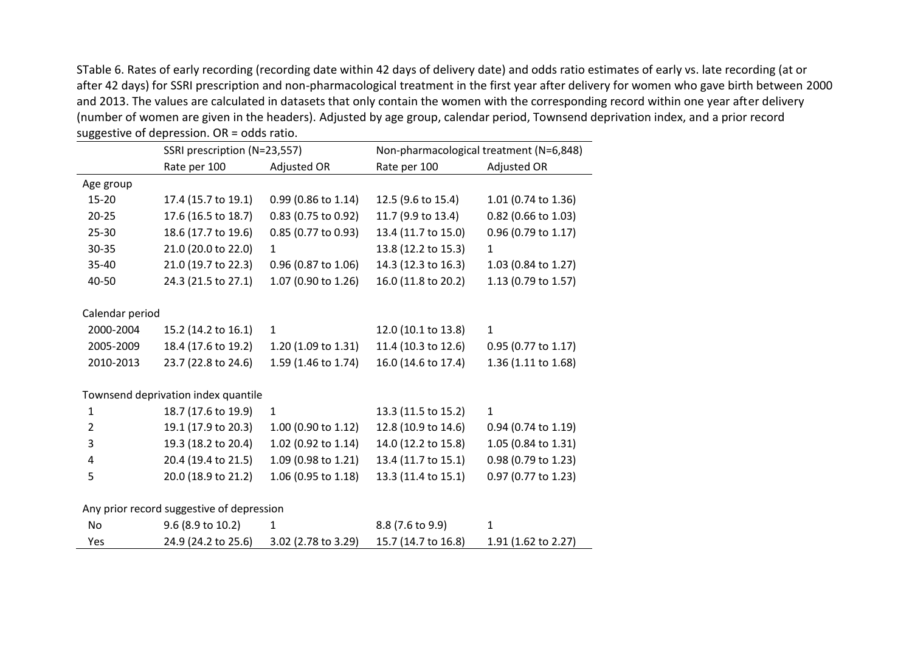STable 6. Rates of early recording (recording date within 42 days of delivery date) and odds ratio estimates of early vs. late recording (at or after 42 days) for SSRI prescription and non-pharmacological treatment in the first year after delivery for women who gave birth between 2000 and 2013. The values are calculated in datasets that only contain the women with the corresponding record within one year after delivery (number of women are given in the headers). Adjusted by age group, calendar period, Townsend deprivation index, and a prior record suggestive of depression. OR = odds ratio.

| | SSRI prescription (N=23,557) | | Non-pharmacological treatment (N=6,848) | |
|---|---|---|---|---|
| | Rate per 100 | Adjusted OR | Rate per 100 | Adjusted OR |
| Age group | | | | |
| 15-20 | 17.4 (15.7 to 19.1) | 0.99 (0.86 to 1.14) | 12.5 (9.6 to 15.4) | 1.01 (0.74 to 1.36) |
| 20-25 | 17.6 (16.5 to 18.7) | 0.83 (0.75 to 0.92) | 11.7 (9.9 to 13.4) | 0.82 (0.66 to 1.03) |
| 25-30 | 18.6 (17.7 to 19.6) | 0.85 (0.77 to 0.93) | 13.4 (11.7 to 15.0) | 0.96 (0.79 to 1.17) |
| 30-35 | 21.0 (20.0 to 22.0) | 1 | 13.8 (12.2 to 15.3) | 1 |
| 35-40 | 21.0 (19.7 to 22.3) | 0.96 (0.87 to 1.06) | 14.3 (12.3 to 16.3) | 1.03 (0.84 to 1.27) |
| 40-50 | 24.3 (21.5 to 27.1) | 1.07 (0.90 to 1.26) | 16.0 (11.8 to 20.2) | 1.13 (0.79 to 1.57) |
| Calendar period | | | | |
| 2000-2004 | 15.2 (14.2 to 16.1) | 1 | 12.0 (10.1 to 13.8) | 1 |
| 2005-2009 | 18.4 (17.6 to 19.2) | 1.20 (1.09 to 1.31) | 11.4 (10.3 to 12.6) | 0.95 (0.77 to 1.17) |
| 2010-2013 | 23.7 (22.8 to 24.6) | 1.59 (1.46 to 1.74) | 16.0 (14.6 to 17.4) | 1.36 (1.11 to 1.68) |
| Townsend deprivation index quantile | | | | |
| 1 | 18.7 (17.6 to 19.9) | 1 | 13.3 (11.5 to 15.2) | 1 |
| 2 | 19.1 (17.9 to 20.3) | 1.00 (0.90 to 1.12) | 12.8 (10.9 to 14.6) | 0.94 (0.74 to 1.19) |
| 3 | 19.3 (18.2 to 20.4) | 1.02 (0.92 to 1.14) | 14.0 (12.2 to 15.8) | 1.05 (0.84 to 1.31) |
| 4 | 20.4 (19.4 to 21.5) | 1.09 (0.98 to 1.21) | 13.4 (11.7 to 15.1) | 0.98 (0.79 to 1.23) |
| 5 | 20.0 (18.9 to 21.2) | 1.06 (0.95 to 1.18) | 13.3 (11.4 to 15.1) | 0.97 (0.77 to 1.23) |
| Any prior record suggestive of depression | | | | |
| No | 9.6 (8.9 to 10.2) | 1 | 8.8 (7.6 to 9.9) | 1 |
| Yes | 24.9 (24.2 to 25.6) | 3.02 (2.78 to 3.29) | 15.7 (14.7 to 16.8) | 1.91 (1.62 to 2.27) |